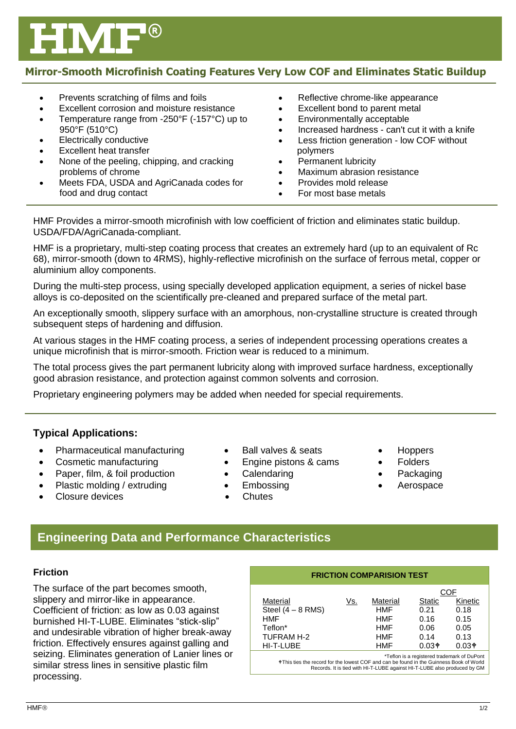# HMF®

## Mirror-Smooth Microfinish Coating Features Very Low COF and Eliminates Static Buildup

- Prevents scratching of films and foils
- Excellent corrosion and moisture resistance
- Temperature range from -250°F (-157°C) up to 950°F (510°C)
- Electrically conductive
- Excellent heat transfer
- None of the peeling, chipping, and cracking problems of chrome
- Meets FDA, USDA and AgriCanada codes for food and drug contact
- Reflective chrome-like appearance
- Excellent bond to parent metal
- Environmentally acceptable
- Increased hardness - can't cut it with a knife
- Less friction generation - low COF without polymers
- Permanent lubricity
- Maximum abrasion resistance
- Provides mold release
- For most base metals

HMF Provides a mirror-smooth microfinish with low coefficient of friction and eliminates static buildup. USDA/FDA/AgriCanada-compliant.

HMF is a proprietary, multi-step coating process that creates an extremely hard (up to an equivalent of Rc 68), mirror-smooth (down to 4RMS), highly-reflective microfinish on the surface of ferrous metal, copper or aluminium alloy components.

During the multi-step process, using specially developed application equipment, a series of nickel base alloys is co-deposited on the scientifically pre-cleaned and prepared surface of the metal part.

An exceptionally smooth, slippery surface with an amorphous, non-crystalline structure is created through subsequent steps of hardening and diffusion.

At various stages in the HMF coating process, a series of independent processing operations creates a unique microfinish that is mirror-smooth. Friction wear is reduced to a minimum.

The total process gives the part permanent lubricity along with improved surface hardness, exceptionally good abrasion resistance, and protection against common solvents and corrosion.

Proprietary engineering polymers may be added when needed for special requirements.

### Typical Applications:

- Pharmaceutical manufacturing
- Cosmetic manufacturing
- Paper, film, & foil production
- Plastic molding / extruding
- Closure devices
- Ball valves & seats
- Engine pistons & cams
- Calendaring
- Embossing
- Chutes
- Hoppers
- Folders
- Packaging
- Aerospace

## Engineering Data and Performance Characteristics

### Friction

The surface of the part becomes smooth, slippery and mirror-like in appearance. Coefficient of friction: as low as 0.03 against burnished HI-T-LUBE. Eliminates "stick-slip" and undesirable vibration of higher break-away friction. Effectively ensures against galling and seizing. Eliminates generation of Lanier lines or similar stress lines in sensitive plastic film processing.

**FRICTION COMPARISION TEST**

| Material | Vs. | Material | COF Static | COF Kinetic |
|---|---|---|---|---|
| Steel (4 – 8 RMS) | | HMF | 0.21 | 0.18 |
| HMF | | HMF | 0.16 | 0.15 |
| Teflon* | | HMF | 0.06 | 0.05 |
| TUFRAM H-2 | | HMF | 0.14 | 0.13 |
| HI-T-LUBE | | HMF | 0.03⚘ | 0.03⚘ |

*Teflon is a registered trademark of DuPont

⚘This ties the record for the lowest COF and can be found in the Guinness Book of World Records. It is tied with HI-T-LUBE against HI-T-LUBE also produced by GM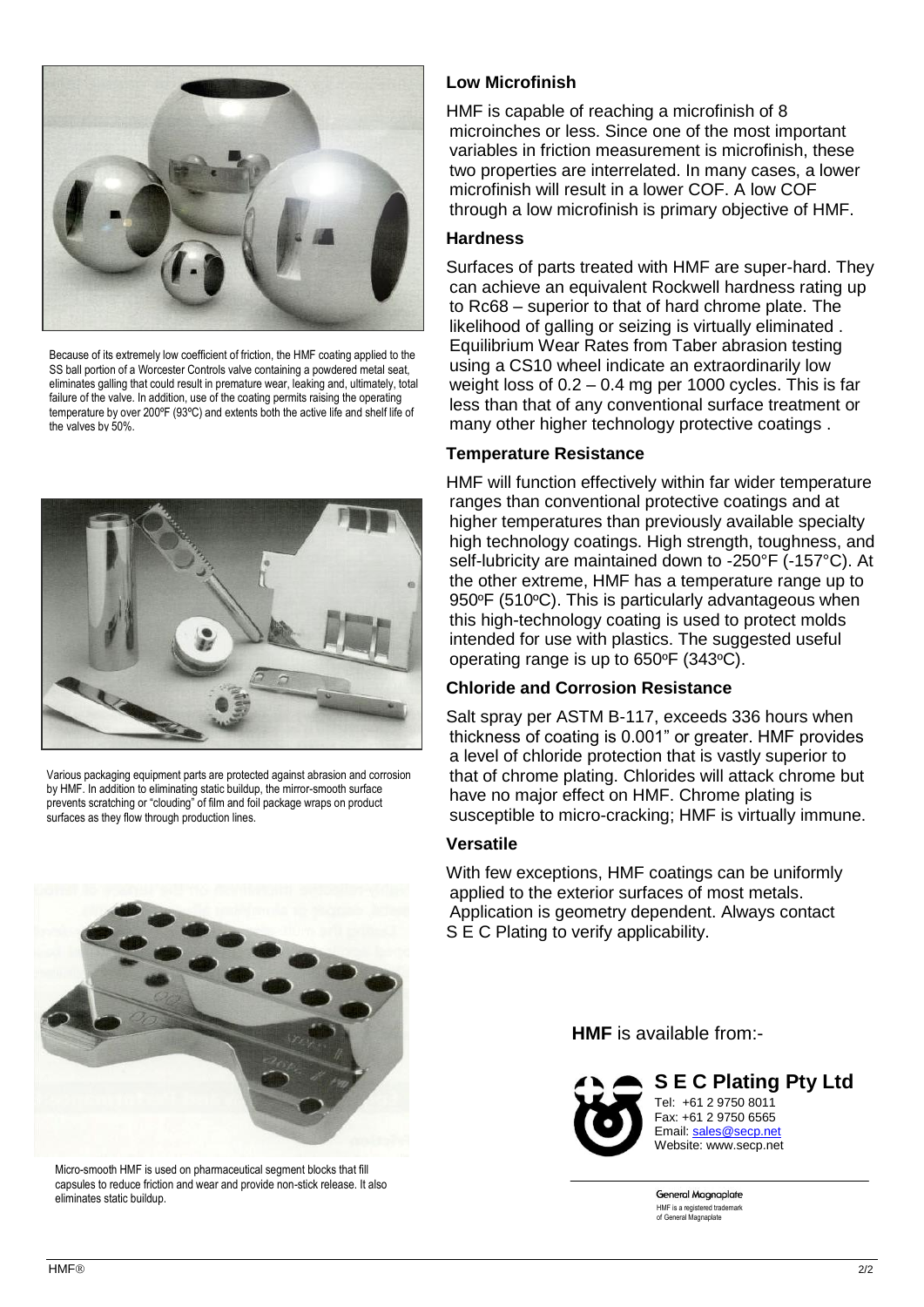Because of its extremely low coefficient of friction, the HMF coating applied to the SS ball portion of a Worcester Controls valve containing a powdered metal seat, eliminates galling that could result in premature wear, leaking and, ultimately, total failure of the valve. In addition, use of the coating permits raising the operating temperature by over 200ºF (93ºC) and extents both the active life and shelf life of the valves by 50%.

Various packaging equipment parts are protected against abrasion and corrosion by HMF. In addition to eliminating static buildup, the mirror-smooth surface prevents scratching or "clouding" of film and foil package wraps on product surfaces as they flow through production lines.

Micro-smooth HMF is used on pharmaceutical segment blocks that fill capsules to reduce friction and wear and provide non-stick release. It also eliminates static buildup.

## Low Microfinish

HMF is capable of reaching a microfinish of 8 microinches or less. Since one of the most important variables in friction measurement is microfinish, these two properties are interrelated. In many cases, a lower microfinish will result in a lower COF. A low COF through a low microfinish is primary objective of HMF.

## Hardness

Surfaces of parts treated with HMF are super-hard. They can achieve an equivalent Rockwell hardness rating up to Rc68 – superior to that of hard chrome plate. The likelihood of galling or seizing is virtually eliminated . Equilibrium Wear Rates from Taber abrasion testing using a CS10 wheel indicate an extraordinarily low weight loss of 0.2 – 0.4 mg per 1000 cycles. This is far less than that of any conventional surface treatment or many other higher technology protective coatings .

## Temperature Resistance

HMF will function effectively within far wider temperature ranges than conventional protective coatings and at higher temperatures than previously available specialty high technology coatings. High strength, toughness, and self-lubricity are maintained down to -250°F (-157°C). At the other extreme, HMF has a temperature range up to 950ºF (510ºC). This is particularly advantageous when this high-technology coating is used to protect molds intended for use with plastics. The suggested useful operating range is up to 650ºF (343ºC).

## Chloride and Corrosion Resistance

Salt spray per ASTM B-117, exceeds 336 hours when thickness of coating is 0.001" or greater. HMF provides a level of chloride protection that is vastly superior to that of chrome plating. Chlorides will attack chrome but have no major effect on HMF. Chrome plating is susceptible to micro-cracking; HMF is virtually immune.

## Versatile

With few exceptions, HMF coatings can be uniformly applied to the exterior surfaces of most metals. Application is geometry dependent. Always contact S E C Plating to verify applicability.

**HMF** is available from:-

**S E C Plating Pty Ltd**

Tel: +61 2 9750 8011
Fax: +61 2 9750 6565
Email: sales@secp.net
Website: www.secp.net

General Magnaplate
HMF is a registered trademark of General Magnaplate